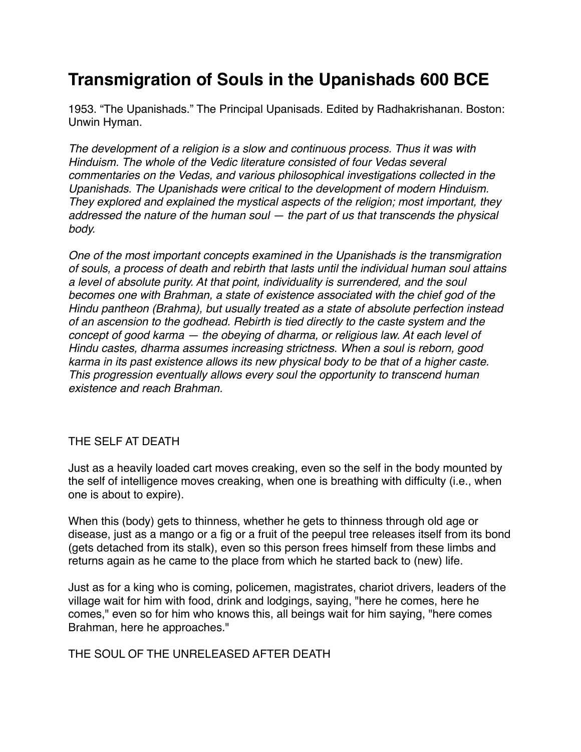# Transmigration of Souls in the Upanishads 600 BCE

1953. "The Upanishads." The Principal Upanisads. Edited by Radhakrishanan. Boston: Unwin Hyman.

*The development of a religion is a slow and continuous process. Thus it was with Hinduism. The whole of the Vedic literature consisted of four Vedas several commentaries on the Vedas, and various philosophical investigations collected in the Upanishads. The Upanishads were critical to the development of modern Hinduism. They explored and explained the mystical aspects of the religion; most important, they addressed the nature of the human soul — the part of us that transcends the physical body.*

*One of the most important concepts examined in the Upanishads is the transmigration of souls, a process of death and rebirth that lasts until the individual human soul attains a level of absolute purity. At that point, individuality is surrendered, and the soul becomes one with Brahman, a state of existence associated with the chief god of the Hindu pantheon (Brahma), but usually treated as a state of absolute perfection instead of an ascension to the godhead. Rebirth is tied directly to the caste system and the concept of good karma — the obeying of dharma, or religious law. At each level of Hindu castes, dharma assumes increasing strictness. When a soul is reborn, good karma in its past existence allows its new physical body to be that of a higher caste. This progression eventually allows every soul the opportunity to transcend human existence and reach Brahman.*

THE SELF AT DEATH

Just as a heavily loaded cart moves creaking, even so the self in the body mounted by the self of intelligence moves creaking, when one is breathing with difficulty (i.e., when one is about to expire).

When this (body) gets to thinness, whether he gets to thinness through old age or disease, just as a mango or a fig or a fruit of the peepul tree releases itself from its bond (gets detached from its stalk), even so this person frees himself from these limbs and returns again as he came to the place from which he started back to (new) life.

Just as for a king who is coming, policemen, magistrates, chariot drivers, leaders of the village wait for him with food, drink and lodgings, saying, "here he comes, here he comes," even so for him who knows this, all beings wait for him saying, "here comes Brahman, here he approaches."

THE SOUL OF THE UNRELEASED AFTER DEATH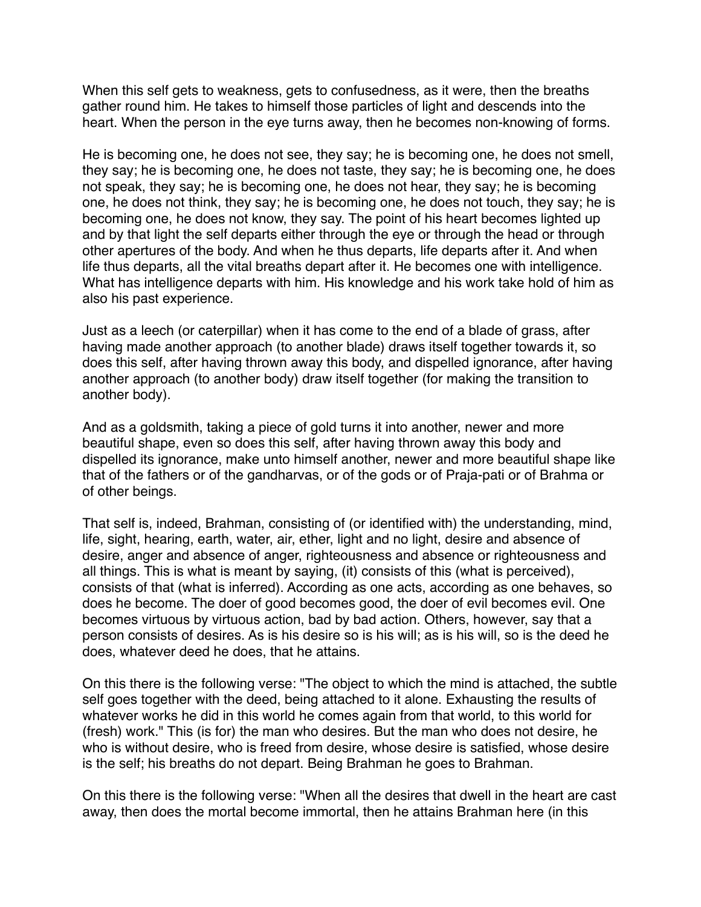When this self gets to weakness, gets to confusedness, as it were, then the breaths gather round him. He takes to himself those particles of light and descends into the heart. When the person in the eye turns away, then he becomes non-knowing of forms.

He is becoming one, he does not see, they say; he is becoming one, he does not smell, they say; he is becoming one, he does not taste, they say; he is becoming one, he does not speak, they say; he is becoming one, he does not hear, they say; he is becoming one, he does not think, they say; he is becoming one, he does not touch, they say; he is becoming one, he does not know, they say. The point of his heart becomes lighted up and by that light the self departs either through the eye or through the head or through other apertures of the body. And when he thus departs, life departs after it. And when life thus departs, all the vital breaths depart after it. He becomes one with intelligence. What has intelligence departs with him. His knowledge and his work take hold of him as also his past experience.

Just as a leech (or caterpillar) when it has come to the end of a blade of grass, after having made another approach (to another blade) draws itself together towards it, so does this self, after having thrown away this body, and dispelled ignorance, after having another approach (to another body) draw itself together (for making the transition to another body).

And as a goldsmith, taking a piece of gold turns it into another, newer and more beautiful shape, even so does this self, after having thrown away this body and dispelled its ignorance, make unto himself another, newer and more beautiful shape like that of the fathers or of the gandharvas, or of the gods or of Praja-pati or of Brahma or of other beings.

That self is, indeed, Brahman, consisting of (or identified with) the understanding, mind, life, sight, hearing, earth, water, air, ether, light and no light, desire and absence of desire, anger and absence of anger, righteousness and absence or righteousness and all things. This is what is meant by saying, (it) consists of this (what is perceived), consists of that (what is inferred). According as one acts, according as one behaves, so does he become. The doer of good becomes good, the doer of evil becomes evil. One becomes virtuous by virtuous action, bad by bad action. Others, however, say that a person consists of desires. As is his desire so is his will; as is his will, so is the deed he does, whatever deed he does, that he attains.

On this there is the following verse: "The object to which the mind is attached, the subtle self goes together with the deed, being attached to it alone. Exhausting the results of whatever works he did in this world he comes again from that world, to this world for (fresh) work." This (is for) the man who desires. But the man who does not desire, he who is without desire, who is freed from desire, whose desire is satisfied, whose desire is the self; his breaths do not depart. Being Brahman he goes to Brahman.

On this there is the following verse: "When all the desires that dwell in the heart are cast away, then does the mortal become immortal, then he attains Brahman here (in this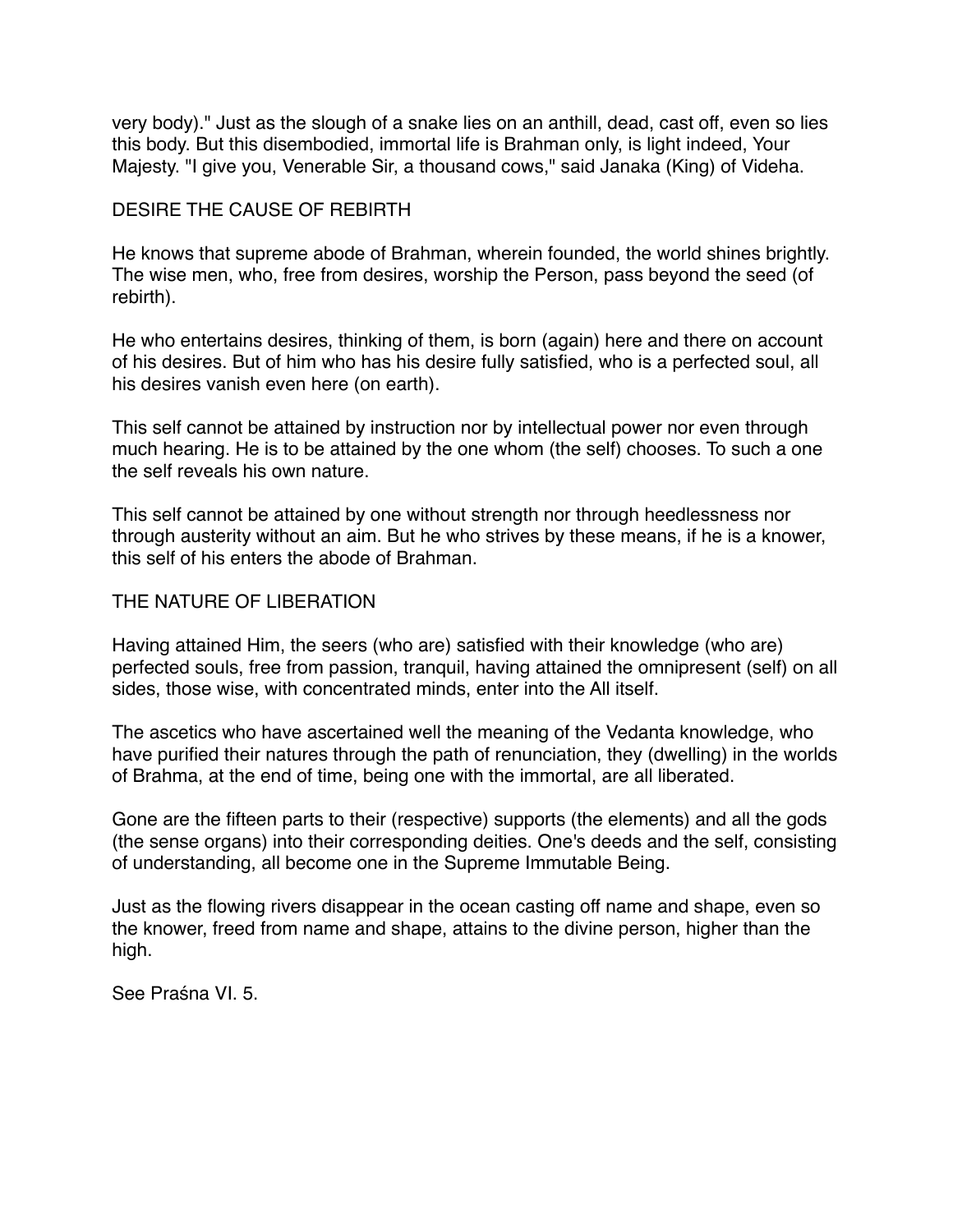very body)." Just as the slough of a snake lies on an anthill, dead, cast off, even so lies this body. But this disembodied, immortal life is Brahman only, is light indeed, Your Majesty. "I give you, Venerable Sir, a thousand cows," said Janaka (King) of Videha.

## DESIRE THE CAUSE OF REBIRTH

He knows that supreme abode of Brahman, wherein founded, the world shines brightly. The wise men, who, free from desires, worship the Person, pass beyond the seed (of rebirth).

He who entertains desires, thinking of them, is born (again) here and there on account of his desires. But of him who has his desire fully satisfied, who is a perfected soul, all his desires vanish even here (on earth).

This self cannot be attained by instruction nor by intellectual power nor even through much hearing. He is to be attained by the one whom (the self) chooses. To such a one the self reveals his own nature.

This self cannot be attained by one without strength nor through heedlessness nor through austerity without an aim. But he who strives by these means, if he is a knower, this self of his enters the abode of Brahman.

## THE NATURE OF LIBERATION

Having attained Him, the seers (who are) satisfied with their knowledge (who are) perfected souls, free from passion, tranquil, having attained the omnipresent (self) on all sides, those wise, with concentrated minds, enter into the All itself.

The ascetics who have ascertained well the meaning of the Vedanta knowledge, who have purified their natures through the path of renunciation, they (dwelling) in the worlds of Brahma, at the end of time, being one with the immortal, are all liberated.

Gone are the fifteen parts to their (respective) supports (the elements) and all the gods (the sense organs) into their corresponding deities. One's deeds and the self, consisting of understanding, all become one in the Supreme Immutable Being.

Just as the flowing rivers disappear in the ocean casting off name and shape, even so the knower, freed from name and shape, attains to the divine person, higher than the high.

See Praśna VI. 5.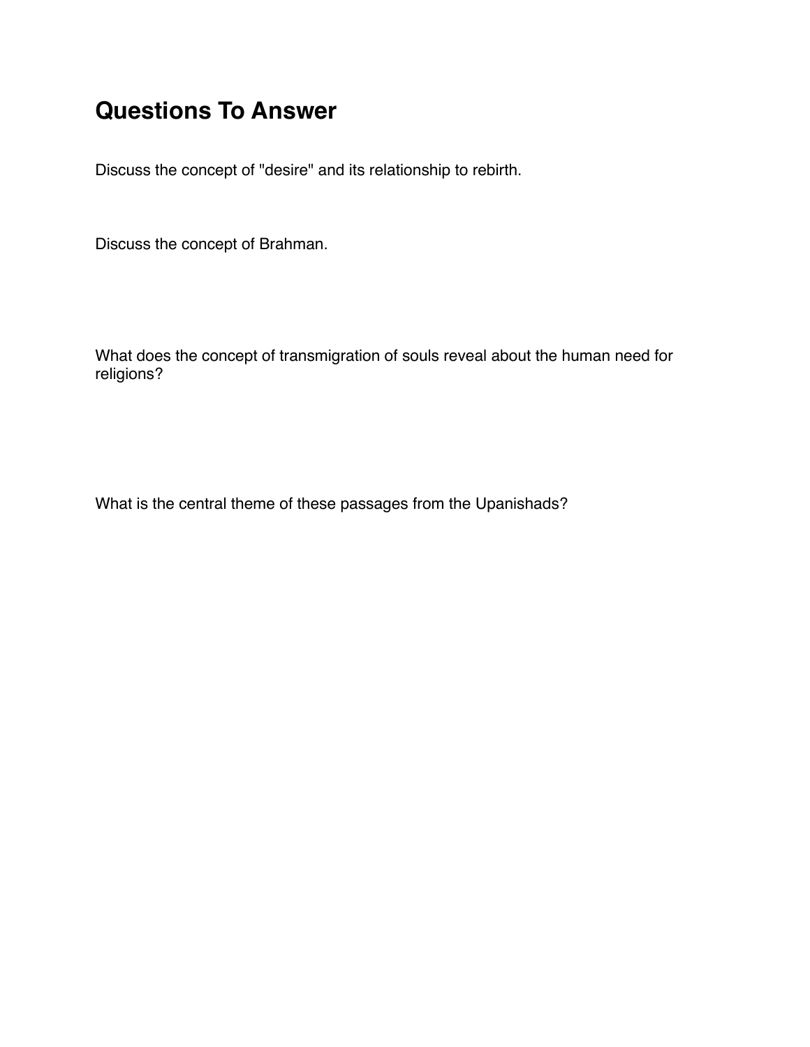# Questions To Answer

Discuss the concept of "desire" and its relationship to rebirth.

Discuss the concept of Brahman.

What does the concept of transmigration of souls reveal about the human need for religions?

What is the central theme of these passages from the Upanishads?